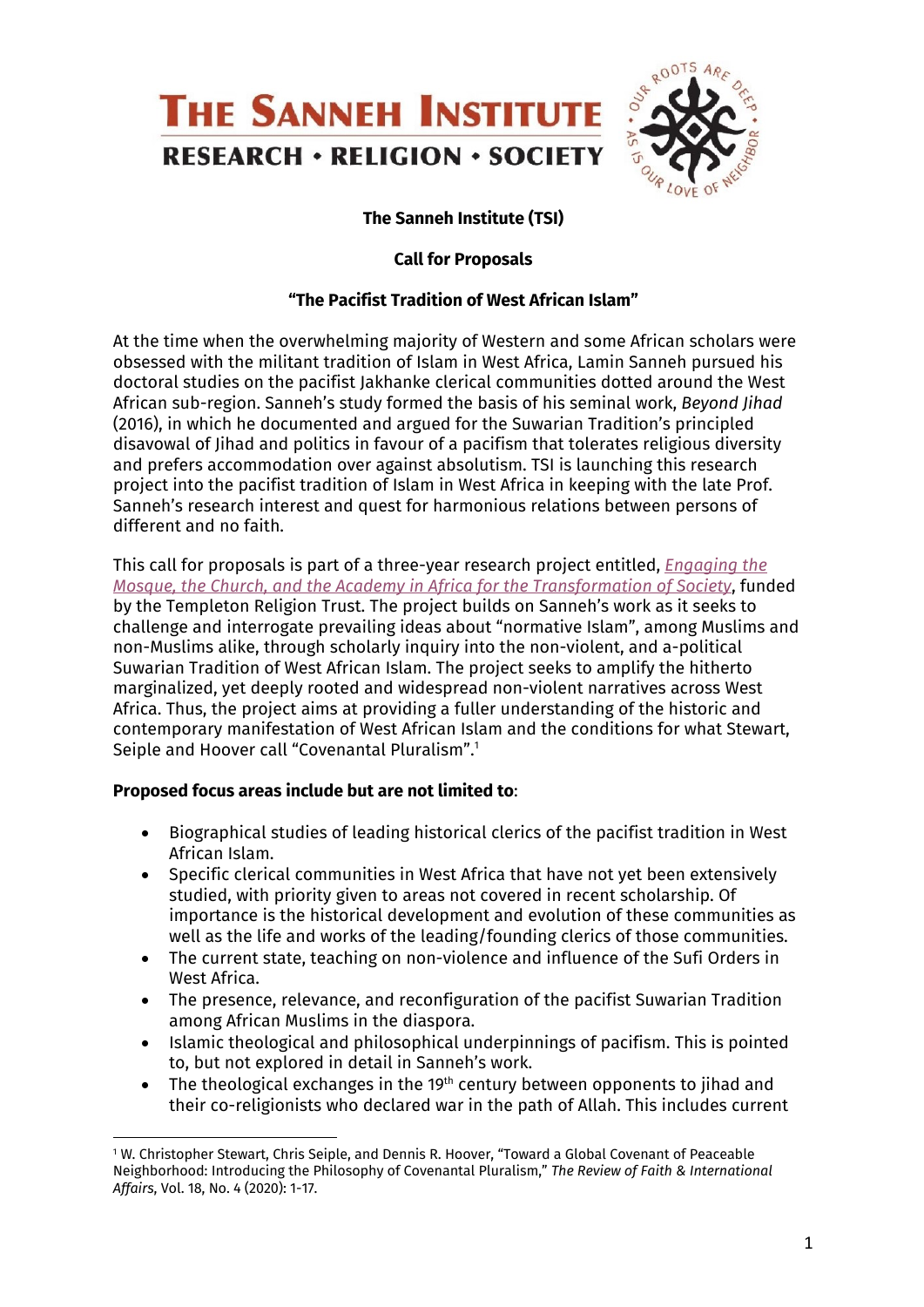# THE SANNEH INSTITUTE

**RESEARCH • RELIGION • SOCIETY**

OUR ROOTS ARE DEEP • AS IS OUR LOVE OF NEIGHBOR •

**The Sanneh Institute (TSI)**

**Call for Proposals**

**"The Pacifist Tradition of West African Islam"**

At the time when the overwhelming majority of Western and some African scholars were obsessed with the militant tradition of Islam in West Africa, Lamin Sanneh pursued his doctoral studies on the pacifist Jakhanke clerical communities dotted around the West African sub-region. Sanneh's study formed the basis of his seminal work, *Beyond Jihad* (2016), in which he documented and argued for the Suwarian Tradition's principled disavowal of Jihad and politics in favour of a pacifism that tolerates religious diversity and prefers accommodation over against absolutism. TSI is launching this research project into the pacifist tradition of Islam in West Africa in keeping with the late Prof. Sanneh's research interest and quest for harmonious relations between persons of different and no faith.

This call for proposals is part of a three-year research project entitled, *Engaging the Mosque, the Church, and the Academy in Africa for the Transformation of Society*, funded by the Templeton Religion Trust. The project builds on Sanneh's work as it seeks to challenge and interrogate prevailing ideas about "normative Islam", among Muslims and non-Muslims alike, through scholarly inquiry into the non-violent, and a-political Suwarian Tradition of West African Islam. The project seeks to amplify the hitherto marginalized, yet deeply rooted and widespread non-violent narratives across West Africa. Thus, the project aims at providing a fuller understanding of the historic and contemporary manifestation of West African Islam and the conditions for what Stewart, Seiple and Hoover call "Covenantal Pluralism".[1]

**Proposed focus areas include but are not limited to**:

- Biographical studies of leading historical clerics of the pacifist tradition in West African Islam.
- Specific clerical communities in West Africa that have not yet been extensively studied, with priority given to areas not covered in recent scholarship. Of importance is the historical development and evolution of these communities as well as the life and works of the leading/founding clerics of those communities.
- The current state, teaching on non-violence and influence of the Sufi Orders in West Africa.
- The presence, relevance, and reconfiguration of the pacifist Suwarian Tradition among African Muslims in the diaspora.
- Islamic theological and philosophical underpinnings of pacifism. This is pointed to, but not explored in detail in Sanneh's work.
- The theological exchanges in the 19th century between opponents to jihad and their co-religionists who declared war in the path of Allah. This includes current

[1] W. Christopher Stewart, Chris Seiple, and Dennis R. Hoover, "Toward a Global Covenant of Peaceable Neighborhood: Introducing the Philosophy of Covenantal Pluralism," *The Review of Faith & International Affairs*, Vol. 18, No. 4 (2020): 1-17.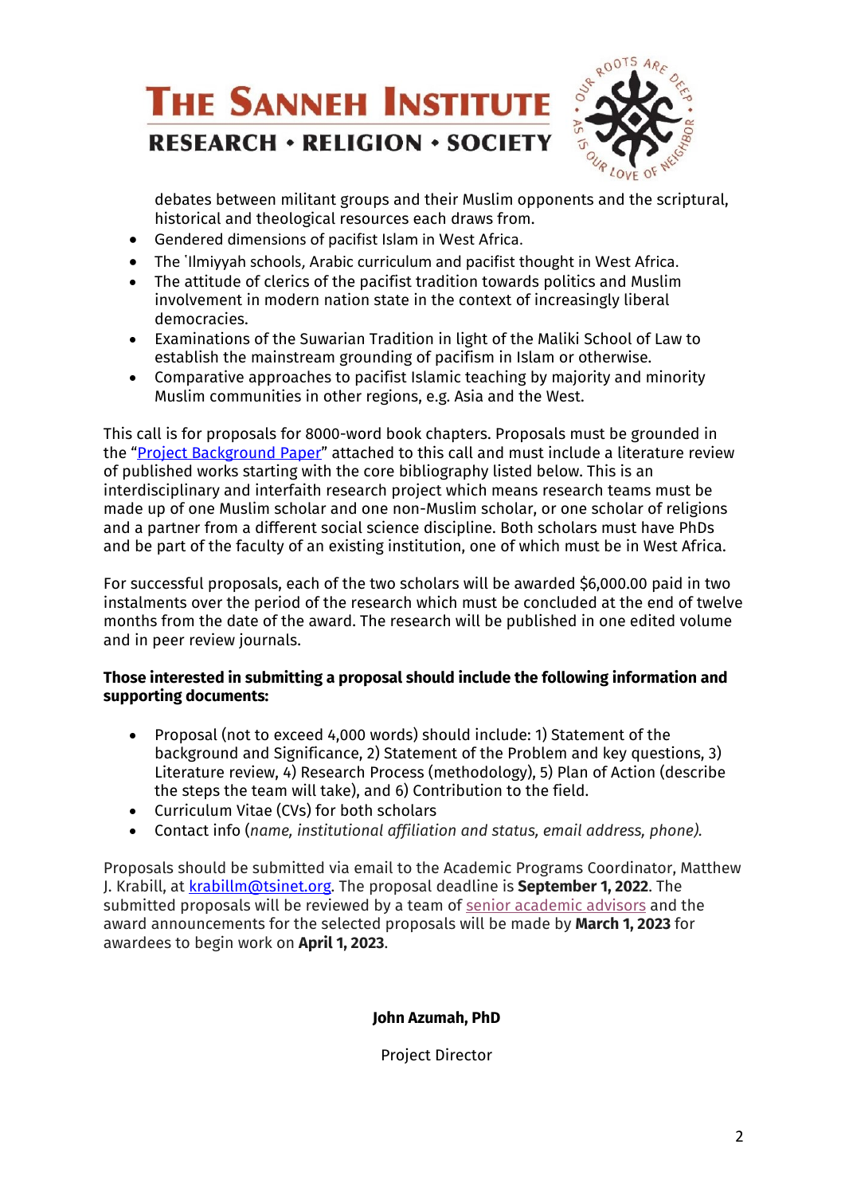debates between militant groups and their Muslim opponents and the scriptural, historical and theological resources each draws from.

- Gendered dimensions of pacifist Islam in West Africa.
- The ʿIlmiyyah schools, Arabic curriculum and pacifist thought in West Africa.
- The attitude of clerics of the pacifist tradition towards politics and Muslim involvement in modern nation state in the context of increasingly liberal democracies.
- Examinations of the Suwarian Tradition in light of the Maliki School of Law to establish the mainstream grounding of pacifism in Islam or otherwise.
- Comparative approaches to pacifist Islamic teaching by majority and minority Muslim communities in other regions, e.g. Asia and the West.

This call is for proposals for 8000-word book chapters. Proposals must be grounded in the "Project Background Paper" attached to this call and must include a literature review of published works starting with the core bibliography listed below. This is an interdisciplinary and interfaith research project which means research teams must be made up of one Muslim scholar and one non-Muslim scholar, or one scholar of religions and a partner from a different social science discipline. Both scholars must have PhDs and be part of the faculty of an existing institution, one of which must be in West Africa.

For successful proposals, each of the two scholars will be awarded $6,000.00 paid in two instalments over the period of the research which must be concluded at the end of twelve months from the date of the award. The research will be published in one edited volume and in peer review journals.

**Those interested in submitting a proposal should include the following information and supporting documents:**

- Proposal (not to exceed 4,000 words) should include: 1) Statement of the background and Significance, 2) Statement of the Problem and key questions, 3) Literature review, 4) Research Process (methodology), 5) Plan of Action (describe the steps the team will take), and 6) Contribution to the field.
- Curriculum Vitae (CVs) for both scholars
- Contact info (*name, institutional affiliation and status, email address, phone).*

Proposals should be submitted via email to the Academic Programs Coordinator, Matthew J. Krabill, at krabillm@tsinet.org. The proposal deadline is **September 1, 2022**. The submitted proposals will be reviewed by a team of senior academic advisors and the award announcements for the selected proposals will be made by **March 1, 2023** for awardees to begin work on **April 1, 2023**.

**John Azumah, PhD**

Project Director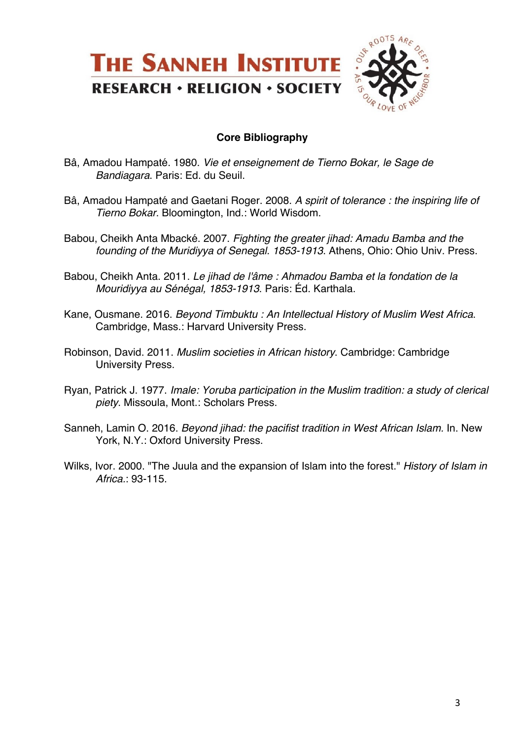**Core Bibliography**

Bâ, Amadou Hampaté. 1980. *Vie et enseignement de Tierno Bokar, le Sage de Bandiagara*. Paris: Ed. du Seuil.

Bâ, Amadou Hampaté and Gaetani Roger. 2008. *A spirit of tolerance : the inspiring life of Tierno Bokar*. Bloomington, Ind.: World Wisdom.

Babou, Cheikh Anta Mbacké. 2007. *Fighting the greater jihad: Amadu Bamba and the founding of the Muridiyya of Senegal. 1853-1913*. Athens, Ohio: Ohio Univ. Press.

Babou, Cheikh Anta. 2011. *Le jihad de l'âme : Ahmadou Bamba et la fondation de la Mouridiyya au Sénégal, 1853-1913*. Paris: Éd. Karthala.

Kane, Ousmane. 2016. *Beyond Timbuktu : An Intellectual History of Muslim West Africa*. Cambridge, Mass.: Harvard University Press.

Robinson, David. 2011. *Muslim societies in African history*. Cambridge: Cambridge University Press.

Ryan, Patrick J. 1977. *Imale: Yoruba participation in the Muslim tradition: a study of clerical piety*. Missoula, Mont.: Scholars Press.

Sanneh, Lamin O. 2016. *Beyond jihad: the pacifist tradition in West African Islam.* In. New York, N.Y.: Oxford University Press.

Wilks, Ivor. 2000. "The Juula and the expansion of Islam into the forest." *History of Islam in Africa.*: 93-115.